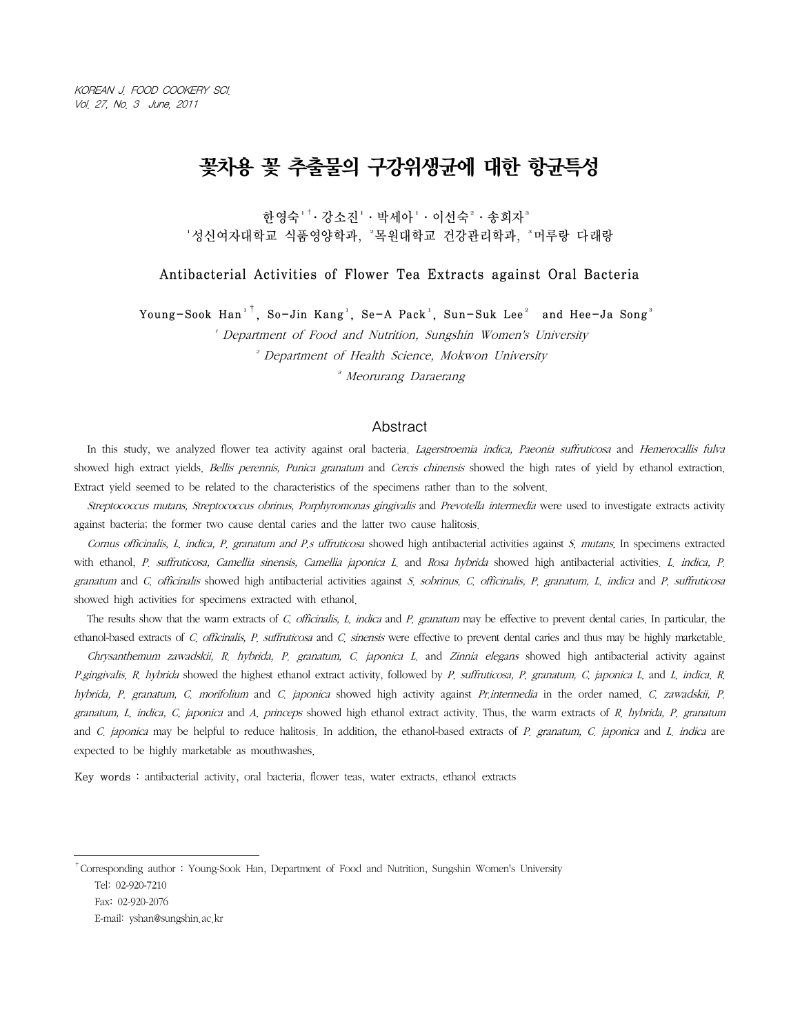# 꽃차용 꽃 추출물의 구강위생균에 대한 항균특성

한영숙[1†]·강소진[1]·박세아[1]·이선숙[2]·송희자[3]

[1]성신여자대학교 식품영양학과, [2]목원대학교 건강관리학과, [3]머루랑 다래랑

## Antibacterial Activities of Flower Tea Extracts against Oral Bacteria

Young-Sook Han[1†], So-Jin Kang[1], Se-A Pack[1], Sun-Suk Lee[2] and Hee-Ja Song[3]

[1] *Department of Food and Nutrition, Sungshin Women's University*

[2] *Department of Health Science, Mokwon University*

[3] *Meorurang Daraerang*

## Abstract

In this study, we analyzed flower tea activity against oral bacteria. *Lagerstroemia indica, Paeonia suffruticosa* and *Hemerocallis fulva* showed high extract yields. *Bellis perennis, Punica granatum* and *Cercis chinensis* showed the high rates of yield by ethanol extraction. Extract yield seemed to be related to the characteristics of the specimens rather than to the solvent.

*Streptococcus mutans, Streptococcus obrinus, Porphyromonas gingivalis* and *Prevotella intermedia* were used to investigate extracts activity against bacteria; the former two cause dental caries and the latter two cause halitosis.

*Cornus officinalis, L. indica, P. granatum and P.s uffruticosa* showed high antibacterial activities against *S. mutans*. In specimens extracted with ethanol, *P. suffruticosa, Camellia sinensis, Camellia japonica L.* and *Rosa hybrida* showed high antibacterial activities. *L. indica, P. granatum* and *C. officinalis* showed high antibacterial activities against *S. sobrinus*. *C. officinalis, P. granatum, L. indica* and *P. suffruticosa* showed high activities for specimens extracted with ethanol.

The results show that the warm extracts of *C. officinalis, L. indica* and *P. granatum* may be effective to prevent dental caries. In particular, the ethanol-based extracts of *C. officinalis, P. suffruticosa* and *C. sinensis* were effective to prevent dental caries and thus may be highly marketable.

*Chrysanthemum zawadskii, R. hybrida, P. granatum, C. japonica L.* and *Zinnia elegans* showed high antibacterial activity against *P.gingivalis*. *R. hybrida* showed the highest ethanol extract activity, followed by *P. suffruticosa, P. granatum, C. japonica L.* and *L. indica*. *R. hybrida, P. granatum, C. morifolium* and *C. japonica* showed high activity against *Pr.intermedia* in the order named. *C. zawadskii, P. granatum, L. indica, C. japonica* and *A. princeps* showed high ethanol extract activity. Thus, the warm extracts of *R. hybrida, P. granatum* and *C. japonica* may be helpful to reduce halitosis. In addition, the ethanol-based extracts of *P. granatum, C. japonica* and *L. indica* are expected to be highly marketable as mouthwashes.

Key words : antibacterial activity, oral bacteria, flower teas, water extracts, ethanol extracts

---

† Corresponding author : Young-Sook Han, Department of Food and Nutrition, Sungshin Women's University
Tel: 02-920-7210
Fax: 02-920-2076
E-mail: yshan@sungshin.ac.kr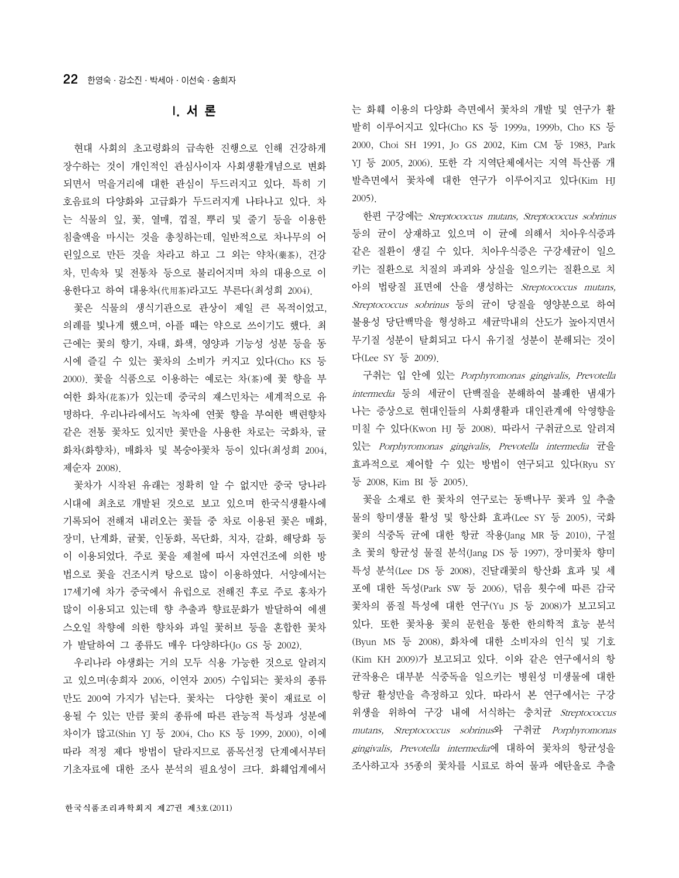## I. 서 론

현대 사회의 초고령화의 급속한 진행으로 인해 건강하게 장수하는 것이 개인적인 관심사이자 사회생활개념으로 변화되면서 먹을거리에 대한 관심이 두드러지고 있다. 특히 기호음료의 다양화와 고급화가 두드러지게 나타나고 있다. 차는 식물의 잎, 꽃, 열매, 껍질, 뿌리 및 줄기 등을 이용한 침출액을 마시는 것을 총칭하는데, 일반적으로 차나무의 어린잎으로 만든 것을 차라고 하고 그 외는 약차(藥茶), 건강차, 민속차 및 전통차 등으로 불리어지며 차의 대용으로 이용한다고 하여 대용차(代用茶)라고도 부른다(최성희 2004).

꽃은 식물의 생식기관으로 관상이 제일 큰 목적이었고, 의례를 빛나게 했으며, 아플 때는 약으로 쓰이기도 했다. 최근에는 꽃의 향기, 자태, 화색, 영양과 기능성 성분 등을 동시에 즐길 수 있는 꽃차의 소비가 커지고 있다(Cho KS 등 2000). 꽃을 식품으로 이용하는 예로는 차(茶)에 꽃 향을 부여한 화차(花茶)가 있는데 중국의 재스민차는 세계적으로 유명하다. 우리나라에서도 녹차에 연꽃 향을 부여한 백련향차 같은 전통 꽃차도 있지만 꽃만을 사용한 차로는 국화차, 귤화차(화향차), 매화차 및 복숭아꽃차 등이 있다(최성희 2004, 제순자 2008).

꽃차가 시작된 유래는 정확히 알 수 없지만 중국 당나라 시대에 최초로 개발된 것으로 보고 있으며 한국식생활사에 기록되어 전해져 내려오는 꽃들 중 차로 이용된 꽃은 매화, 장미, 난계화, 귤꽃, 인동화, 목단화, 치자, 갈화, 해당화 등이 이용되었다. 주로 꽃을 제철에 따서 자연건조에 의한 방법으로 꽃을 건조시켜 탕으로 많이 이용하였다. 서양에서는 17세기에 차가 중국에서 유럽으로 전해진 후로 주로 홍차가 많이 이용되고 있는데 향 추출과 향료문화가 발달하여 에센스오일 착향에 의한 향차와 과일 꽃허브 등을 혼합한 꽃차가 발달하여 그 종류도 매우 다양하다(Jo GS 등 2002).

우리나라 야생화는 거의 모두 식용 가능한 것으로 알려지고 있으며(송희자 2006, 이연자 2005) 수입되는 꽃차의 종류만도 200여 가지가 넘는다. 꽃차는 다양한 꽃이 재료로 이용될 수 있는 만큼 꽃의 종류에 따른 관능적 특성과 성분에 차이가 많고(Shin YJ 등 2004, Cho KS 등 1999, 2000), 이에 따라 적정 제다 방법이 달라지므로 품목선정 단계에서부터 기초자료에 대한 조사 분석의 필요성이 크다. 화훼업계에서는 화훼 이용의 다양화 측면에서 꽃차의 개발 및 연구가 활발히 이루어지고 있다(Cho KS 등 1999a, 1999b, Cho KS 등 2000, Choi SH 1991, Jo GS 2002, Kim CM 등 1983, Park YJ 등 2005, 2006). 또한 각 지역단체에서는 지역 특산품 개발측면에서 꽃차에 대한 연구가 이루어지고 있다(Kim HJ 2005).

한편 구강에는 *Streptococcus mutans, Streptococcus sobrinus* 등의 균이 상재하고 있으며 이 균에 의해서 치아우식증과 같은 질환이 생길 수 있다. 치아우식증은 구강세균이 일으키는 질환으로 치질의 파괴와 상실을 일으키는 질환으로 치아의 법랑질 표면에 산을 생성하는 *Streptococcus mutans, Streptococcus sobrinus* 등의 균이 당질을 영양분으로 하여 불용성 당단백막을 형성하고 세균막내의 산도가 높아지면서 무기질 성분이 탈회되고 다시 유기질 성분이 분해되는 것이다(Lee SY 등 2009).

구취는 입 안에 있는 *Porphyromonas gingivalis, Prevotella intermedia* 등의 세균이 단백질을 분해하여 불쾌한 냄새가 나는 증상으로 현대인들의 사회생활과 대인관계에 악영향을 미칠 수 있다(Kwon HJ 등 2008). 따라서 구취균으로 알려져 있는 *Porphyromonas gingivalis, Prevotella intermedia* 균을 효과적으로 제어할 수 있는 방법이 연구되고 있다(Ryu SY 등 2008, Kim BI 등 2005).

꽃을 소재로 한 꽃차의 연구로는 동백나무 꽃과 잎 추출물의 항미생물 활성 및 항산화 효과(Lee SY 등 2005), 국화꽃의 식중독 균에 대한 항균 작용(Jang MR 등 2010), 구절초 꽃의 항균성 물질 분석(Jang DS 등 1997), 장미꽃차 향미 특성 분석(Lee DS 등 2008), 진달래꽃의 항산화 효과 및 세포에 대한 독성(Park SW 등 2006), 덖음 횟수에 따른 감국 꽃차의 품질 특성에 대한 연구(Yu JS 등 2008)가 보고되고 있다. 또한 꽃차용 꽃의 문헌을 통한 한의학적 효능 분석(Byun MS 등 2008), 화차에 대한 소비자의 인식 및 기호(Kim KH 2009)가 보고되고 있다. 이와 같은 연구에서의 항균작용은 대부분 식중독을 일으키는 병원성 미생물에 대한 항균 활성만을 측정하고 있다. 따라서 본 연구에서는 구강위생을 위하여 구강 내에 서식하는 충치균 *Streptococcus mutans, Streptococcus sobrinus*와 구취균 *Porphyromonas gingivalis, Prevotella intermedia*에 대하여 꽃차의 항균성을 조사하고자 35종의 꽃차를 시료로 하여 물과 에탄올로 추출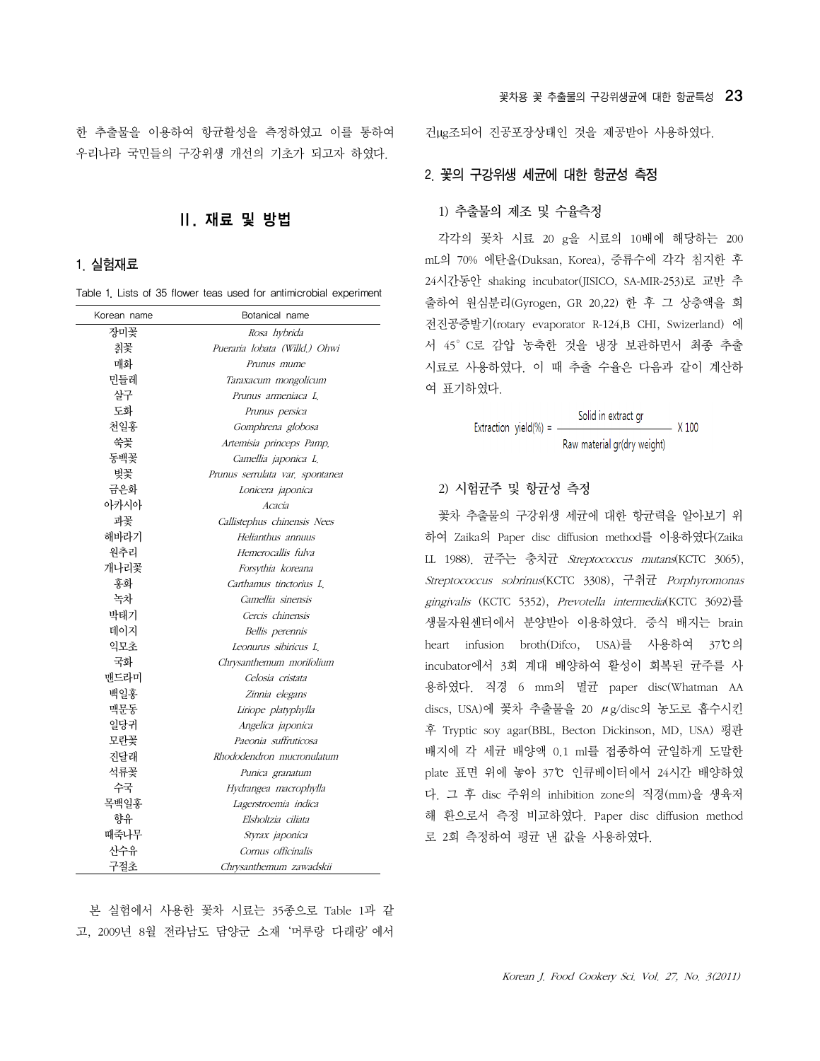한 추출물을 이용하여 항균활성을 측정하였고 이를 통하여 우리나라 국민들의 구강위생 개선의 기초가 되고자 하였다.

## II. 재료 및 방법

### 1. 실험재료

Table 1. Lists of 35 flower teas used for antimicrobial experiment

| Korean name | Botanical name |
|---|---|
| 장미꽃 | *Rosa hybrida* |
| 칡꽃 | *Pueraria lobata (Willd.) Ohwi* |
| 매화 | *Prunus mume* |
| 민들레 | *Taraxacum mongolicum* |
| 살구 | *Prunus armeniaca L.* |
| 도화 | *Prunus persica* |
| 천일홍 | *Gomphrena globosa* |
| 쑥꽃 | *Artemisia princeps Pamp.* |
| 동백꽃 | *Camellia japonica L.* |
| 벚꽃 | *Prunus serrulata var. spontanea* |
| 금은화 | *Lonicera japonica* |
| 아카시아 | *Acacia* |
| 과꽃 | *Callistephus chinensis Nees* |
| 해바라기 | *Helianthus annuus* |
| 원추리 | *Hemerocallis fulva* |
| 개나리꽃 | *Forsythia koreana* |
| 홍화 | *Carthamus tinctorius L.* |
| 녹차 | *Camellia sinensis* |
| 박태기 | *Cercis chinensis* |
| 데이지 | *Bellis perennis* |
| 익모초 | *Leonurus sibiricus L.* |
| 국화 | *Chrysanthemum morifolium* |
| 맨드라미 | *Celosia cristata* |
| 백일홍 | *Zinnia elegans* |
| 맥문동 | *Liriope platyphylla* |
| 일당귀 | *Angelica japonica* |
| 모란꽃 | *Paeonia suffruticosa* |
| 진달래 | *Rhododendron mucronulatum* |
| 석류꽃 | *Punica granatum* |
| 수국 | *Hydrangea macrophylla* |
| 목백일홍 | *Lagerstroemia indica* |
| 향유 | *Elsholtzia ciliata* |
| 때죽나무 | *Styrax japonica* |
| 산수유 | *Cornus officinalis* |
| 구절초 | *Chrysanthemum zawadskii* |

본 실험에서 사용한 꽃차 시료는 35종으로 Table 1과 같고, 2009년 8월 전라남도 담양군 소재 '머루랑 다래랑'에서 건μg조되어 진공포장상태인 것을 제공받아 사용하였다.

### 2. 꽃의 구강위생 세균에 대한 항균성 측정

#### 1) 추출물의 제조 및 수율측정

각각의 꽃차 시료 20 g을 시료의 10배에 해당하는 200 mL의 70% 에탄올(Duksan, Korea), 증류수에 각각 침지한 후 24시간동안 shaking incubator(JISICO, SA-MIR-253)로 교반 추출하여 원심분리(Gyrogen, GR 20,22) 한 후 그 상층액을 회전진공증발기(rotary evaporator R-124,B CHI, Swizerland) 에서 45° C로 감압 농축한 것을 냉장 보관하면서 최종 추출 시료로 사용하였다. 이 때 추출 수율은 다음과 같이 계산하여 표기하였다.

$$\text{Extraction yield(\%)} = \frac{\text{Solid in extract gr}}{\text{Raw material gr(dry weight)}} \times 100$$

#### 2) 시험균주 및 항균성 측정

꽃차 추출물의 구강위생 세균에 대한 항균력을 알아보기 위하여 Zaika의 Paper disc diffusion method를 이용하였다(Zaika LL 1988). 균주는 충치균 *Streptococcus mutans*(KCTC 3065), *Streptococcus sobrinus*(KCTC 3308), 구취균 *Porphyromonas gingivalis* (KCTC 5352), *Prevotella intermedia*(KCTC 3692)를 생물자원센터에서 분양받아 이용하였다. 증식 배지는 brain heart infusion broth(Difco, USA)를 사용하여 37℃의 incubator에서 3회 계대 배양하여 활성이 회복된 균주를 사용하였다. 직경 6 mm의 멸균 paper disc(Whatman AA discs, USA)에 꽃차 추출물을 20 μg/disc의 농도로 흡수시킨 후 Tryptic soy agar(BBL, Becton Dickinson, MD, USA) 평판배지에 각 세균 배양액 0.1 ml를 접종하여 균일하게 도말한 plate 표면 위에 놓아 37℃ 인큐베이터에서 24시간 배양하였다. 그 후 disc 주위의 inhibition zone의 직경(mm)을 생육저해 환으로서 측정 비교하였다. Paper disc diffusion method로 2회 측정하여 평균 낸 값을 사용하였다.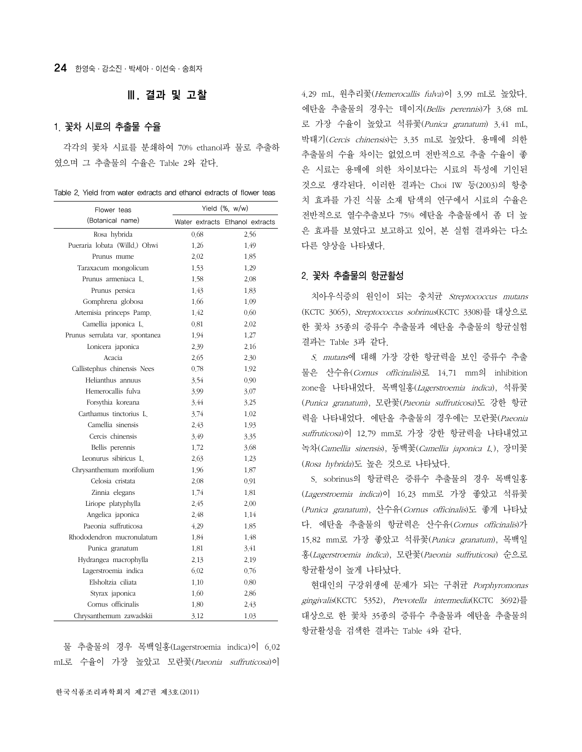## Ⅲ. 결과 및 고찰

### 1. 꽃차 시료의 추출물 수율

각각의 꽃차 시료를 분쇄하여 70% ethanol과 물로 추출하였으며 그 추출물의 수율은 Table 2와 같다.

Table 2. Yield from water extracts and ethanol extracts of flower teas

| Flower teas (Botanical name) | Yield (%, w/w) | |
|---|---|---|
| | Water extracts | Ethanol extracts |
| Rosa hybrida | 0.68 | 2.56 |
| Pueraria lobata (Willd.) Ohwi | 1.26 | 1.49 |
| Prunus mume | 2.02 | 1.85 |
| Taraxacum mongolicum | 1.53 | 1.29 |
| Prunus armeniaca L. | 1.58 | 2.08 |
| Prunus persica | 1.43 | 1.83 |
| Gomphrena globosa | 1.66 | 1.09 |
| Artemisia princeps Pamp. | 1.42 | 0.60 |
| Camellia japonica L. | 0.81 | 2.02 |
| Prunus serrulata var. spontanea | 1.94 | 1.27 |
| Lonicera japonica | 2.39 | 2.16 |
| Acacia | 2.65 | 2.30 |
| Callistephus chinensis Nees | 0.78 | 1.92 |
| Helianthus annuus | 3.54 | 0.90 |
| Hemerocallis fulva | 3.99 | 3.07 |
| Forsythia koreana | 3.44 | 3.25 |
| Carthamus tinctorius L. | 3.74 | 1.02 |
| Camellia sinensis | 2.43 | 1.93 |
| Cercis chinensis | 3.49 | 3.35 |
| Bellis perennis | 1.72 | 3.68 |
| Leonurus sibiricus L. | 2.63 | 1.23 |
| Chrysanthemum morifolium | 1.96 | 1.87 |
| Celosia cristata | 2.08 | 0.91 |
| Zinnia elegans | 1.74 | 1.81 |
| Liriope platyphylla | 2.45 | 2.00 |
| Angelica japonica | 2.48 | 1.14 |
| Paeonia suffruticosa | 4.29 | 1.85 |
| Rhododendron mucronulatum | 1.84 | 1.48 |
| Punica granatum | 1.81 | 3.41 |
| Hydrangea macrophylla | 2.13 | 2.19 |
| Lagerstroemia indica | 6.02 | 0.76 |
| Elsholtzia ciliata | 1.10 | 0.80 |
| Styrax japonica | 1.60 | 2.86 |
| Cornus officinalis | 1.80 | 2.43 |
| Chrysanthemum zawadskii | 3.12 | 1.03 |

물 추출물의 경우 목백일홍(Lagerstroemia indica)이 6.02 mL로 수율이 가장 높았고 모란꽃(*Paeonia suffruticosa*)이 4.29 mL, 원추리꽃(*Hemerocallis fulva*)이 3.99 mL로 높았다. 에탄올 추출물의 경우는 데이지(*Bellis perennis*)가 3.68 mL로 가장 수율이 높았고 석류꽃(*Punica granatum*) 3.41 mL, 박태기(*Cercis chinensis*)는 3.35 mL로 높았다. 용매에 의한 추출물의 수율 차이는 없었으며 전반적으로 추출 수율이 좋은 시료는 용매에 의한 차이보다는 시료의 특성에 기인된 것으로 생각된다. 이러한 결과는 Choi IW 등(2003)의 항충치 효과를 가진 식물 소재 탐색의 연구에서 시료의 수율은 전반적으로 열수추출보다 75% 에탄올 추출물에서 좀 더 높은 효과를 보였다고 보고하고 있어, 본 실험 결과와는 다소 다른 양상을 나타냈다.

### 2. 꽃차 추출물의 항균활성

치아우식증의 원인이 되는 충치균 *Streptococcus mutans* (KCTC 3065), *Streptococcus sobrinus*(KCTC 3308)를 대상으로 한 꽃차 35종의 증류수 추출물과 에탄올 추출물의 항균실험 결과는 Table 3과 같다.

*S. mutans*에 대해 가장 강한 항균력을 보인 증류수 추출물은 산수유(*Cornus officinalis*)로 14.71 mm의 inhibition zone을 나타내었다. 목백일홍(*Lagerstroemia indica*), 석류꽃(*Punica granatum*), 모란꽃(*Paeonia suffruticosa*)도 강한 항균력을 나타내었다. 에탄올 추출물의 경우에는 모란꽃(*Paeonia suffruticosa*)이 12.79 mm로 가장 강한 항균력을 나타내었고 녹차(*Camellia sinensis*), 동백꽃(*Camellia japonica L.*), 장미꽃(*Rosa hybrida*)도 높은 것으로 나타났다.

S. sobrinus의 항균력은 증류수 추출물의 경우 목백일홍(*Lagerstroemia indica*)이 16.23 mm로 가장 좋았고 석류꽃(*Punica granatum*), 산수유(*Cornus officinalis*)도 좋게 나타났다. 에탄올 추출물의 항균력은 산수유(*Cornus officinalis*)가 15.82 mm로 가장 좋았고 석류꽃(*Punica granatum*), 목백일홍(*Lagerstroemia indica*), 모란꽃(*Paeonia suffruticosa*) 순으로 항균활성이 높게 나타났다.

현대인의 구강위생에 문제가 되는 구취균 *Porphyromonas gingivalis*(KCTC 5352), *Prevotella intermedia*(KCTC 3692)를 대상으로 한 꽃차 35종의 증류수 추출물과 에탄올 추출물의 항균활성을 검색한 결과는 Table 4와 같다.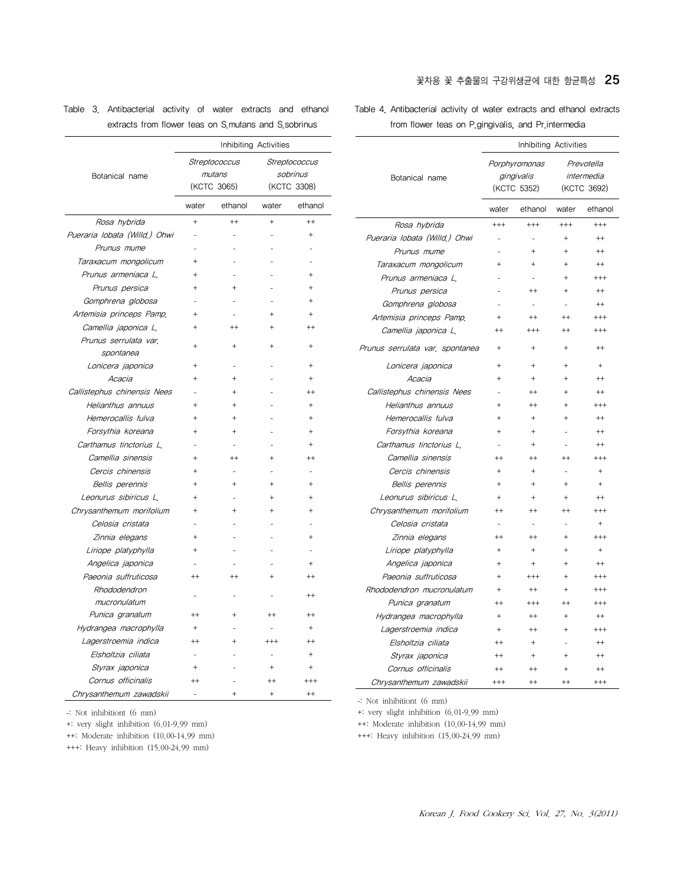Table 3. Antibacterial activity of water extracts and ethanol extracts from flower teas on S.mutans and S.sobrinus

| Botanical name | Inhibiting Activities | | | |
|---|---|---|---|---|
| | *Streptococcus mutans* (KCTC 3065) | | *Streptococcus sobrinus* (KCTC 3308) | |
| | water | ethanol | water | ethanol |
| *Rosa hybrida* | + | ++ | + | ++ |
| *Pueraria lobata (Willd.) Ohwi* | - | - | - | + |
| *Prunus mume* | - | - | - | - |
| *Taraxacum mongolicum* | + | - | - | - |
| *Prunus armeniaca L.* | + | - | - | + |
| *Prunus persica* | + | + | - | + |
| *Gomphrena globosa* | - | - | - | + |
| *Artemisia princeps Pamp.* | + | - | + | + |
| *Camellia japonica L.* | + | ++ | + | ++ |
| *Prunus serrulata var. spontanea* | + | + | + | + |
| *Lonicera japonica* | + | - | - | + |
| *Acacia* | + | + | - | + |
| *Callistephus chinensis Nees* | - | + | - | ++ |
| *Helianthus annuus* | + | + | - | + |
| *Hemerocallis fulva* | + | + | - | + |
| *Forsythia koreana* | + | + | - | + |
| *Carthamus tinctorius L.* | - | - | - | + |
| *Camellia sinensis* | + | ++ | + | ++ |
| *Cercis chinensis* | + | - | - | - |
| *Bellis perennis* | + | + | + | + |
| *Leonurus sibiricus L.* | + | - | + | + |
| *Chrysanthemum morifolium* | + | + | + | + |
| *Celosia cristata* | - | - | - | - |
| *Zinnia elegans* | + | - | - | + |
| *Liriope platyphylla* | + | - | - | - |
| *Angelica japonica* | - | - | - | + |
| *Paeonia suffruticosa* | ++ | ++ | + | ++ |
| *Rhododendron mucronulatum* | - | - | - | ++ |
| *Punica granatum* | ++ | + | ++ | ++ |
| *Hydrangea macrophylla* | + | - | - | + |
| *Lagerstroemia indica* | ++ | + | +++ | ++ |
| *Elsholtzia ciliata* | - | - | - | + |
| *Styrax japonica* | + | - | + | + |
| *Cornus officinalis* | ++ | - | ++ | +++ |
| *Chrysanthemum zawadskii* | - | + | + | ++ |

-: Not inhibitiont (6 mm)
+: very slight inhibition (6.01-9.99 mm)
++: Moderate inhibition (10.00-14.99 mm)
+++: Heavy inhibition (15.00-24.99 mm)

Table 4. Antibacterial activity of water extracts and ethanol extracts from flower teas on P.gingivalis. and Pr.intermedia

| Botanical name | Inhibiting Activities | | | |
|---|---|---|---|---|
| | *Porphyromonas gingivalis* (KCTC 5352) | | *Prevotella intermedia* (KCTC 3692) | |
| | water | ethanol | water | ethanol |
| *Rosa hybrida* | +++ | +++ | +++ | +++ |
| *Pueraria lobata (Willd.) Ohwi* | - | - | + | ++ |
| *Prunus mume* | - | + | + | ++ |
| *Taraxacum mongolicum* | + | + | + | ++ |
| *Prunus armeniaca L.* | - | - | + | +++ |
| *Prunus persica* | - | ++ | + | ++ |
| *Gomphrena globosa* | - | - | - | ++ |
| *Artemisia princeps Pamp.* | + | ++ | ++ | +++ |
| *Camellia japonica L.* | ++ | +++ | ++ | +++ |
| *Prunus serrulata var. spontanea* | + | + | + | ++ |
| *Lonicera japonica* | + | + | + | + |
| *Acacia* | + | + | + | ++ |
| *Callistephus chinensis Nees* | - | ++ | + | ++ |
| *Helianthus annuus* | + | ++ | + | +++ |
| *Hemerocallis fulva* | + | + | + | ++ |
| *Forsythia koreana* | + | + | - | ++ |
| *Carthamus tinctorius L.* | - | + | - | ++ |
| *Camellia sinensis* | ++ | ++ | ++ | +++ |
| *Cercis chinensis* | + | + | - | + |
| *Bellis perennis* | + | + | + | + |
| *Leonurus sibiricus L.* | + | + | + | ++ |
| *Chrysanthemum morifolium* | ++ | ++ | ++ | +++ |
| *Celosia cristata* | - | - | - | + |
| *Zinnia elegans* | ++ | ++ | + | +++ |
| *Liriope platyphylla* | + | + | + | + |
| *Angelica japonica* | + | + | + | ++ |
| *Paeonia suffruticosa* | + | +++ | + | +++ |
| *Rhododendron mucronulatum* | + | ++ | + | +++ |
| *Punica granatum* | ++ | +++ | ++ | +++ |
| *Hydrangea macrophylla* | + | ++ | + | ++ |
| *Lagerstroemia indica* | + | ++ | + | +++ |
| *Elsholtzia ciliata* | ++ | + | - | ++ |
| *Styrax japonica* | ++ | + | + | ++ |
| *Cornus officinalis* | ++ | ++ | + | ++ |
| *Chrysanthemum zawadskii* | +++ | ++ | ++ | +++ |

-: Not inhibitiont (6 mm)
+: very slight inhibition (6.01-9.99 mm)
++: Moderate inhibition (10.00-14.99 mm)
+++: Heavy inhibition (15.00-24.99 mm)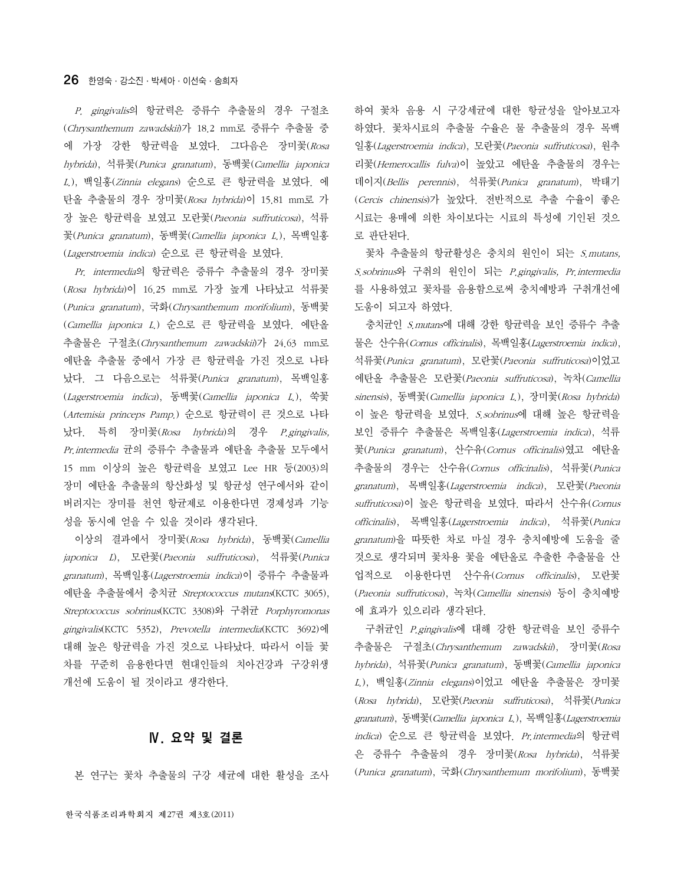*P. gingivalis*의 항균력은 증류수 추출물의 경우 구절초(*Chrysanthemum zawadskii*)가 18.2 mm로 증류수 추출물 중에 가장 강한 항균력을 보였다. 그다음은 장미꽃(*Rosa hybrida*), 석류꽃(*Punica granatum*), 동백꽃(*Camellia japonica L.*), 백일홍(*Zinnia elegans*) 순으로 큰 항균력을 보였다. 에탄올 추출물의 경우 장미꽃(*Rosa hybrida*)이 15.81 mm로 가장 높은 항균력을 보였고 모란꽃(*Paeonia suffruticosa*), 석류꽃(*Punica granatum*), 동백꽃(*Camellia japonica L.*), 목백일홍(*Lagerstroemia indica*) 순으로 큰 항균력을 보였다.

*Pr. intermedia*의 항균력은 증류수 추출물의 경우 장미꽃(*Rosa hybrida*)이 16.25 mm로 가장 높게 나타났고 석류꽃(*Punica granatum*), 국화(*Chrysanthemum morifolium*), 동백꽃(*Camellia japonica L.*) 순으로 큰 항균력을 보였다. 에탄올 추출물은 구절초(*Chrysanthemum zawadskii*)가 24.63 mm로 에탄올 추출물 중에서 가장 큰 항균력을 가진 것으로 나타났다. 그 다음으로는 석류꽃(*Punica granatum*), 목백일홍(*Lagerstroemia indica*), 동백꽃(*Camellia japonica L.*), 쑥꽃(*Artemisia princeps Pamp.*) 순으로 항균력이 큰 것으로 나타났다. 특히 장미꽃(*Rosa hybrida*)의 경우 *P.gingivalis, Pr.intermedia* 균의 증류수 추출물과 에탄올 추출물 모두에서 15 mm 이상의 높은 항균력을 보였고 Lee HR 등(2003)의 장미 에탄올 추출물의 항산화성 및 항균성 연구에서와 같이 버려지는 장미를 천연 항균제로 이용한다면 경제성과 기능성을 동시에 얻을 수 있을 것이라 생각된다.

이상의 결과에서 장미꽃(*Rosa hybrida*), 동백꽃(*Camellia japonica L*), 모란꽃(*Paeonia suffruticosa*), 석류꽃(*Punica granatum*), 목백일홍(*Lagerstroemia indica*)이 증류수 추출물과 에탄올 추출물에서 충치균 *Streptococcus mutans*(KCTC 3065), *Streptococcus sobrinus*(KCTC 3308)와 구취균 *Porphyromonas gingivalis*(KCTC 5352), *Prevotella intermedia*(KCTC 3692)에 대해 높은 항균력을 가진 것으로 나타났다. 따라서 이들 꽃차를 꾸준히 음용한다면 현대인들의 치아건강과 구강위생 개선에 도움이 될 것이라고 생각한다.

## Ⅳ. 요약 및 결론

본 연구는 꽃차 추출물의 구강 세균에 대한 활성을 조사하여 꽃차 음용 시 구강세균에 대한 항균성을 알아보고자 하였다. 꽃차시료의 추출물 수율은 물 추출물의 경우 목백일홍(*Lagerstroemia indica*), 모란꽃(*Paeonia suffruticosa*), 원추리꽃(*Hemerocallis fulva*)이 높았고 에탄올 추출물의 경우는 데이지(*Bellis perennis*), 석류꽃(*Punica granatum*), 박태기(*Cercis chinensis*)가 높았다. 전반적으로 추출 수율이 좋은 시료는 용매에 의한 차이보다는 시료의 특성에 기인된 것으로 판단된다.

꽃차 추출물의 항균활성은 충치의 원인이 되는 *S.mutans, S.sobrinus*와 구취의 원인이 되는 *P.gingivalis, Pr.intermedia*를 사용하였고 꽃차를 음용함으로써 충치예방과 구취개선에 도움이 되고자 하였다.

충치균인 *S.mutans*에 대해 강한 항균력을 보인 증류수 추출물은 산수유(*Cornus officinalis*), 목백일홍(*Lagerstroemia indica*), 석류꽃(*Punica granatum*), 모란꽃(*Paeonia suffruticosa*)이었고 에탄올 추출물은 모란꽃(*Paeonia suffruticosa*), 녹차(*Camellia sinensis*), 동백꽃(*Camellia japonica L.*), 장미꽃(*Rosa hybrida*)이 높은 항균력을 보였다. *S.sobrinus*에 대해 높은 항균력을 보인 증류수 추출물은 목백일홍(*Lagerstroemia indica*), 석류꽃(*Punica granatum*), 산수유(*Cornus officinalis*)였고 에탄올 추출물의 경우는 산수유(*Cornus officinalis*), 석류꽃(*Punica granatum*), 목백일홍(*Lagerstroemia indica*), 모란꽃(*Paeonia suffruticosa*)이 높은 항균력을 보였다. 따라서 산수유(*Cornus officinalis*), 목백일홍(*Lagerstroemia indica*), 석류꽃(*Punica granatum*)을 따뜻한 차로 마실 경우 충치예방에 도움을 줄 것으로 생각되며 꽃차용 꽃을 에탄올로 추출한 추출물을 산업적으로 이용한다면 산수유(*Cornus officinalis*), 모란꽃(*Paeonia suffruticosa*), 녹차(*Camellia sinensis*) 등이 충치예방에 효과가 있으리라 생각된다.

구취균인 *P.gingivalis*에 대해 강한 항균력을 보인 증류수 추출물은 구절초(*Chrysanthemum zawadskii*), 장미꽃(*Rosa hybrida*), 석류꽃(*Punica granatum*), 동백꽃(*Camellia japonica L.*), 백일홍(*Zinnia elegans*)이었고 에탄올 추출물은 장미꽃(*Rosa hybrida*), 모란꽃(*Paeonia suffruticosa*), 석류꽃(*Punica granatum*), 동백꽃(*Camellia japonica L.*), 목백일홍(*Lagerstroemia indica*) 순으로 큰 항균력을 보였다. *Pr.intermedia*의 항균력은 증류수 추출물의 경우 장미꽃(*Rosa hybrida*), 석류꽃(*Punica granatum*), 국화(*Chrysanthemum morifolium*), 동백꽃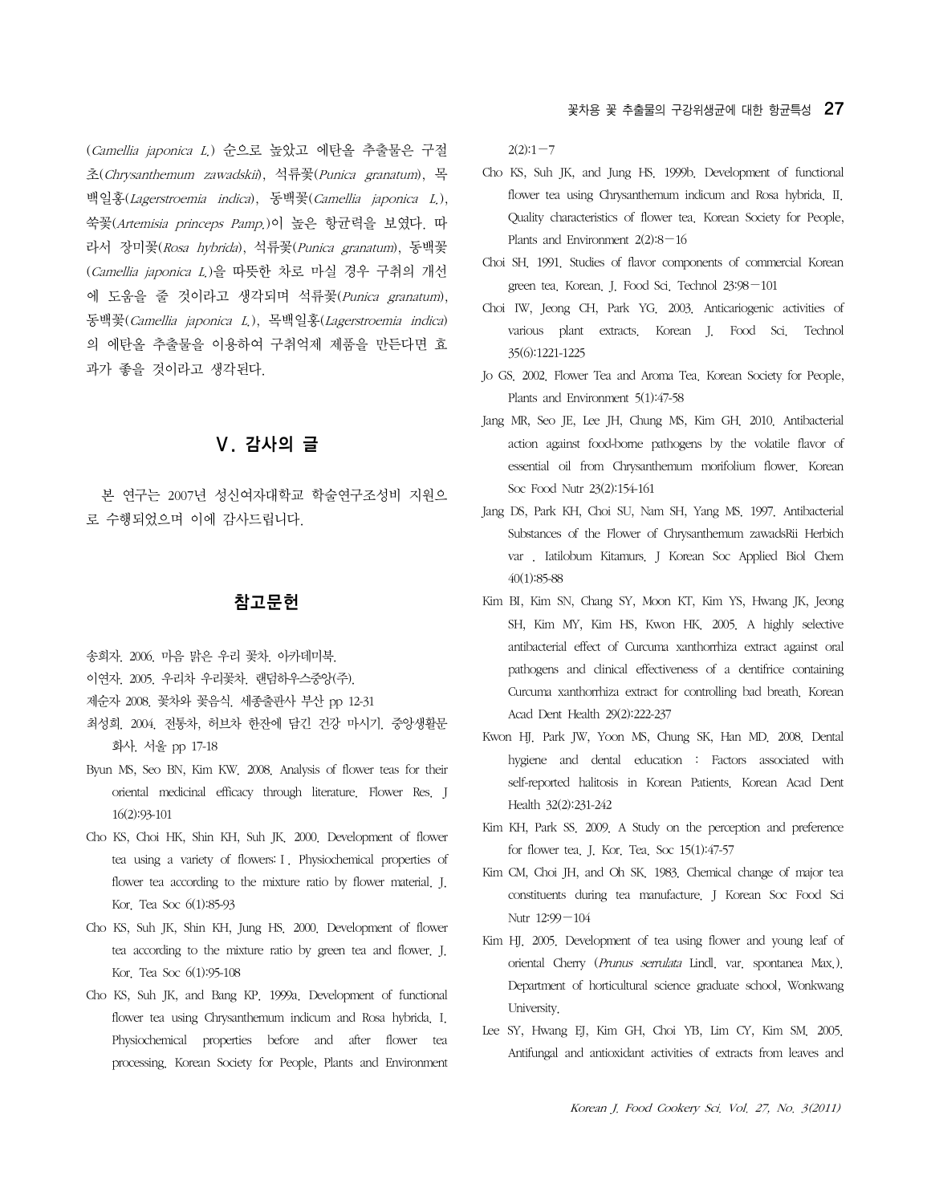(*Camellia japonica L.*) 순으로 높았고 에탄올 추출물은 구절초(*Chrysanthemum zawadskii*), 석류꽃(*Punica granatum*), 목백일홍(*Lagerstroemia indica*), 동백꽃(*Camellia japonica L.*), 쑥꽃(*Artemisia princeps Pamp.*)이 높은 항균력을 보였다. 따라서 장미꽃(*Rosa hybrida*), 석류꽃(*Punica granatum*), 동백꽃(*Camellia japonica L.*)을 따뜻한 차로 마실 경우 구취의 개선에 도움을 줄 것이라고 생각되며 석류꽃(*Punica granatum*), 동백꽃(*Camellia japonica L.*), 목백일홍(*Lagerstroemia indica*)의 에탄올 추출물을 이용하여 구취억제 제품을 만든다면 효과가 좋을 것이라고 생각된다.

## Ⅴ. 감사의 글

본 연구는 2007년 성신여자대학교 학술연구조성비 지원으로 수행되었으며 이에 감사드립니다.

## 참고문헌

송희자. 2006. 마음 맑은 우리 꽃차. 아카데미북.

이연자. 2005. 우리차 우리꽃차. 랜덤하우스중앙(주).

제순자 2008. 꽃차와 꽃음식. 세종출판사 부산 pp 12-31

최성희. 2004. 전통차, 허브차 한잔에 담긴 건강 마시기. 중앙생활문화사. 서울 pp 17-18

Byun MS, Seo BN, Kim KW. 2008. Analysis of flower teas for their oriental medicinal efficacy through literature. Flower Res. J 16(2):93-101

Cho KS, Choi HK, Shin KH, Suh JK. 2000. Development of flower tea using a variety of flowers: Ⅰ. Physiochemical properties of flower tea according to the mixture ratio by flower material. J. Kor. Tea Soc 6(1):85-93

Cho KS, Suh JK, Shin KH, Jung HS. 2000. Development of flower tea according to the mixture ratio by green tea and flower. J. Kor. Tea Soc 6(1):95-108

Cho KS, Suh JK, and Bang KP. 1999a. Development of functional flower tea using Chrysanthemum indicum and Rosa hybrida. I. Physiochemical properties before and after flower tea processing. Korean Society for People, Plants and Environment 2(2):1－7

Cho KS, Suh JK, and Jung HS. 1999b. Development of functional flower tea using Chrysanthemum indicum and Rosa hybrida. II. Quality characteristics of flower tea. Korean Society for People, Plants and Environment 2(2):8－16

Choi SH. 1991. Studies of flavor components of commercial Korean green tea. Korean. J. Food Sci. Technol 23:98－101

Choi IW, Jeong CH, Park YG. 2003. Anticariogenic activities of various plant extracts. Korean J. Food Sci. Technol 35(6):1221-1225

Jo GS. 2002. Flower Tea and Aroma Tea. Korean Society for People, Plants and Environment 5(1):47-58

Jang MR, Seo JE, Lee JH, Chung MS, Kim GH. 2010. Antibacterial action against food-borne pathogens by the volatile flavor of essential oil from Chrysanthemum morifolium flower. Korean Soc Food Nutr 23(2):154-161

Jang DS, Park KH, Choi SU, Nam SH, Yang MS. 1997. Antibacterial Substances of the Flower of Chrysanthemum zawadsRii Herbich var . Iatilobum Kitamurs. J Korean Soc Applied Biol Chem 40(1):85-88

Kim BI, Kim SN, Chang SY, Moon KT, Kim YS, Hwang JK, Jeong SH, Kim MY, Kim HS, Kwon HK. 2005. A highly selective antibacterial effect of Curcuma xanthorrhiza extract against oral pathogens and clinical effectiveness of a dentifrice containing Curcuma xanthorrhiza extract for controlling bad breath. Korean Acad Dent Health 29(2):222-237

Kwon HJ. Park JW, Yoon MS, Chung SK, Han MD. 2008. Dental hygiene and dental education : Factors associated with self-reported halitosis in Korean Patients. Korean Acad Dent Health 32(2):231-242

Kim KH, Park SS. 2009. A Study on the perception and preference for flower tea. J. Kor. Tea. Soc 15(1):47-57

Kim CM, Choi JH, and Oh SK. 1983. Chemical change of major tea constituents during tea manufacture. J Korean Soc Food Sci Nutr 12:99－104

Kim HJ. 2005. Development of tea using flower and young leaf of oriental Cherry (*Prunus serrulata* Lindl. var. spontanea Max.). Department of horticultural science graduate school, Wonkwang University.

Lee SY, Hwang EJ, Kim GH, Choi YB, Lim CY, Kim SM. 2005. Antifungal and antioxidant activities of extracts from leaves and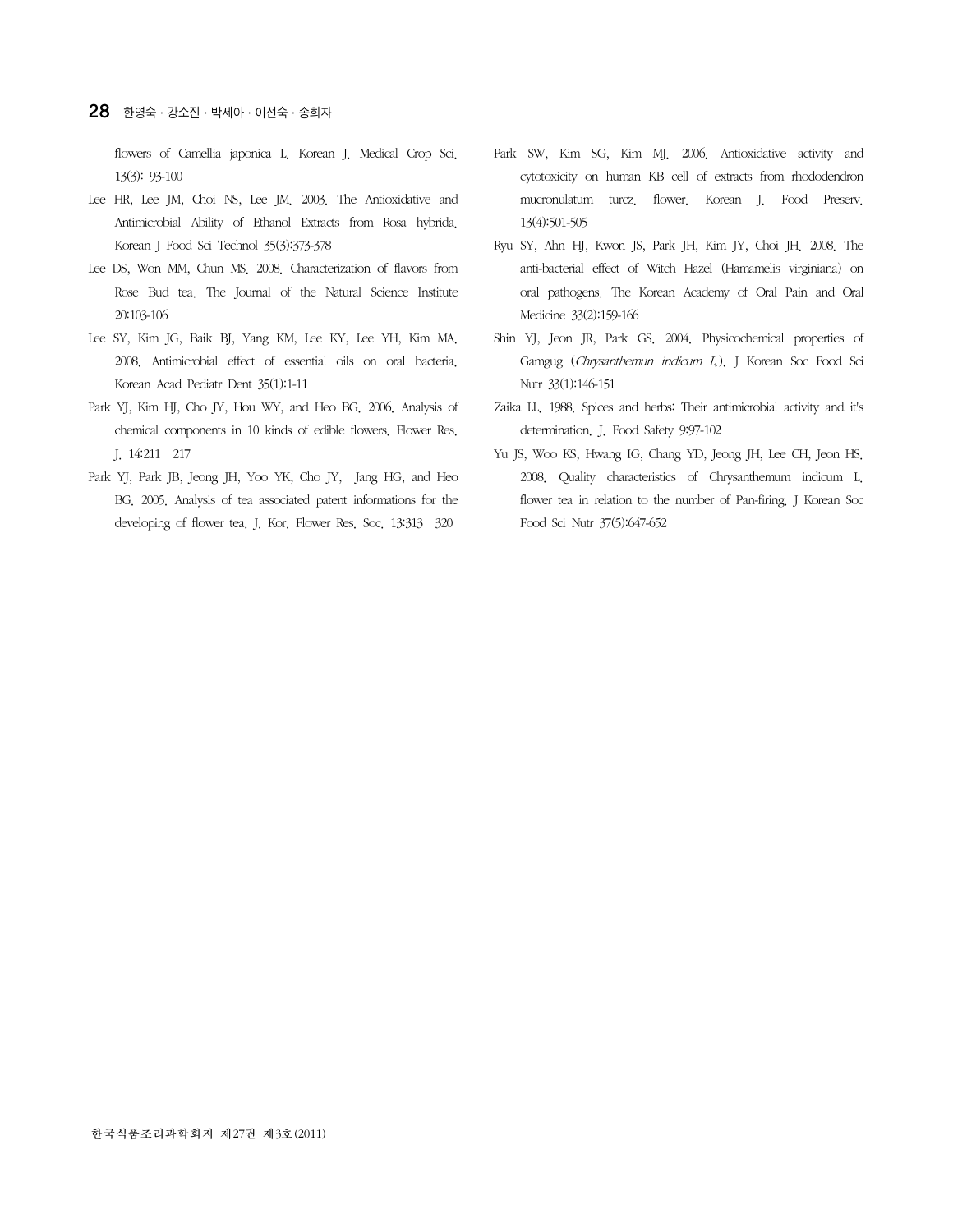flowers of Camellia japonica L. Korean J. Medical Crop Sci. 13(3): 93-100

Lee HR, Lee JM, Choi NS, Lee JM. 2003. The Antioxidative and Antimicrobial Ability of Ethanol Extracts from Rosa hybrida. Korean J Food Sci Technol 35(3):373-378

Lee DS, Won MM, Chun MS. 2008. Characterization of flavors from Rose Bud tea. The Journal of the Natural Science Institute 20:103-106

Lee SY, Kim JG, Baik BJ, Yang KM, Lee KY, Lee YH, Kim MA. 2008. Antimicrobial effect of essential oils on oral bacteria. Korean Acad Pediatr Dent 35(1):1-11

Park YJ, Kim HJ, Cho JY, Hou WY, and Heo BG. 2006. Analysis of chemical components in 10 kinds of edible flowers. Flower Res. J. 14:211－217

Park YJ, Park JB, Jeong JH, Yoo YK, Cho JY, Jang HG, and Heo BG. 2005. Analysis of tea associated patent informations for the developing of flower tea. J. Kor. Flower Res. Soc. 13:313－320

Park SW, Kim SG, Kim MJ. 2006. Antioxidative activity and cytotoxicity on human KB cell of extracts from rhododendron mucronulatum turcz. flower. Korean J. Food Preserv. 13(4):501-505

Ryu SY, Ahn HJ, Kwon JS, Park JH, Kim JY, Choi JH. 2008. The anti-bacterial effect of Witch Hazel (Hamamelis virginiana) on oral pathogens. The Korean Academy of Oral Pain and Oral Medicine 33(2):159-166

Shin YJ, Jeon JR, Park GS. 2004. Physicochemical properties of Gamgug (*Chrysanthemun indicum L.*). J Korean Soc Food Sci Nutr 33(1):146-151

Zaika LL. 1988. Spices and herbs: Their antimicrobial activity and it's determination. J. Food Safety 9:97-102

Yu JS, Woo KS, Hwang IG, Chang YD, Jeong JH, Lee CH, Jeon HS. 2008. Quality characteristics of Chrysanthemum indicum L. flower tea in relation to the number of Pan-firing. J Korean Soc Food Sci Nutr 37(5):647-652